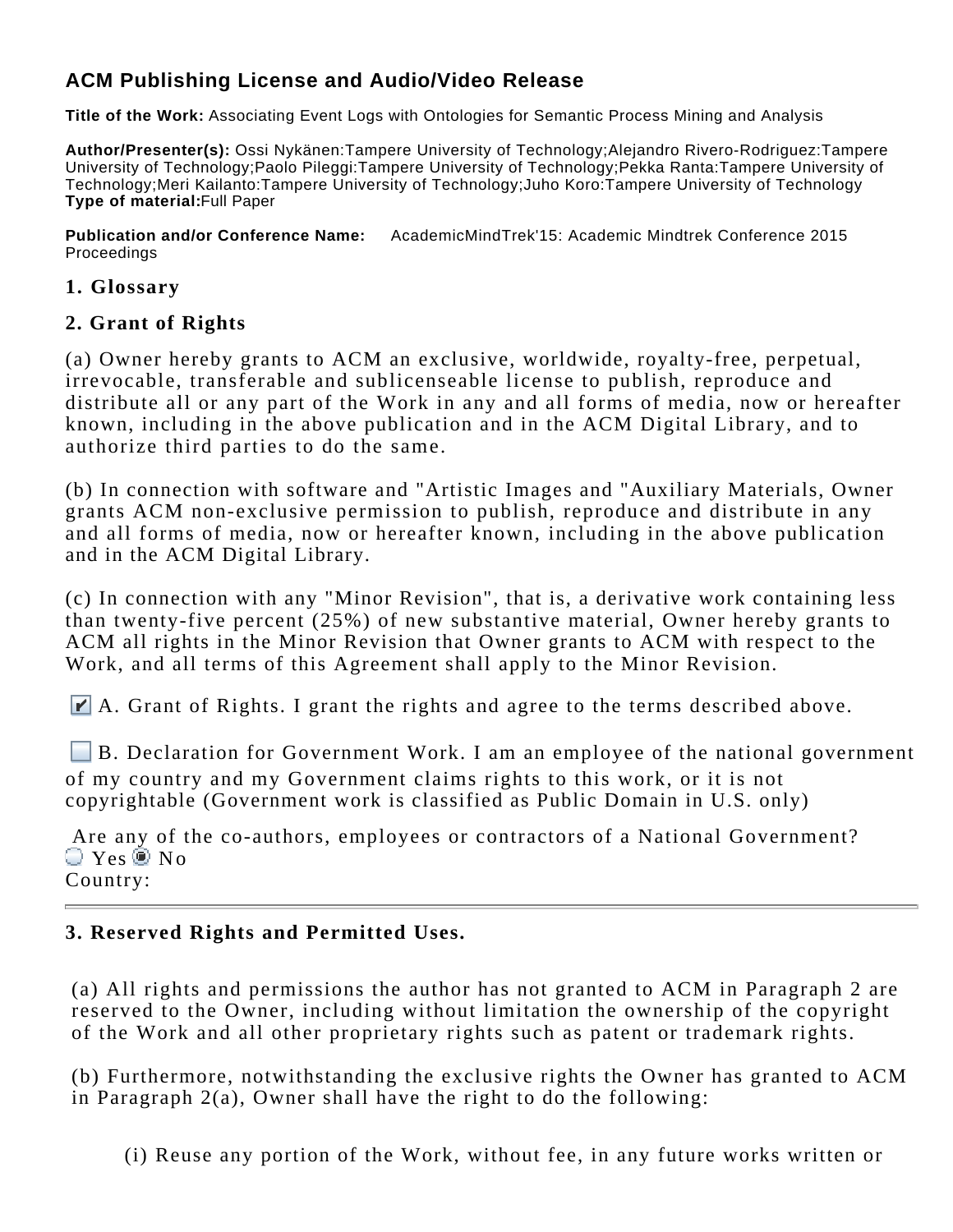# ACM Publishing License and Audio/Video Release

**Title of the Work:** Associating Event Logs with Ontologies for Semantic Process Mining and Analysis

**Author/Presenter(s):** Ossi Nykänen:Tampere University of Technology;Alejandro Rivero-Rodriguez:Tampere University of Technology;Paolo Pileggi:Tampere University of Technology;Pekka Ranta:Tampere University of Technology;Meri Kailanto:Tampere University of Technology;Juho Koro:Tampere University of Technology
**Type of material:**Full Paper

**Publication and/or Conference Name:** AcademicMindTrek'15: Academic Mindtrek Conference 2015 Proceedings

## 1. Glossary

## 2. Grant of Rights

(a) Owner hereby grants to ACM an exclusive, worldwide, royalty-free, perpetual, irrevocable, transferable and sublicenseable license to publish, reproduce and distribute all or any part of the Work in any and all forms of media, now or hereafter known, including in the above publication and in the ACM Digital Library, and to authorize third parties to do the same.

(b) In connection with software and "Artistic Images and "Auxiliary Materials, Owner grants ACM non-exclusive permission to publish, reproduce and distribute in any and all forms of media, now or hereafter known, including in the above publication and in the ACM Digital Library.

(c) In connection with any "Minor Revision", that is, a derivative work containing less than twenty-five percent (25%) of new substantive material, Owner hereby grants to ACM all rights in the Minor Revision that Owner grants to ACM with respect to the Work, and all terms of this Agreement shall apply to the Minor Revision.

☑ A. Grant of Rights. I grant the rights and agree to the terms described above.

☐ B. Declaration for Government Work. I am an employee of the national government of my country and my Government claims rights to this work, or it is not copyrightable (Government work is classified as Public Domain in U.S. only)

Are any of the co-authors, employees or contractors of a National Government?
○ Yes ◉ No
Country:

---

## 3. Reserved Rights and Permitted Uses.

(a) All rights and permissions the author has not granted to ACM in Paragraph 2 are reserved to the Owner, including without limitation the ownership of the copyright of the Work and all other proprietary rights such as patent or trademark rights.

(b) Furthermore, notwithstanding the exclusive rights the Owner has granted to ACM in Paragraph 2(a), Owner shall have the right to do the following:

(i) Reuse any portion of the Work, without fee, in any future works written or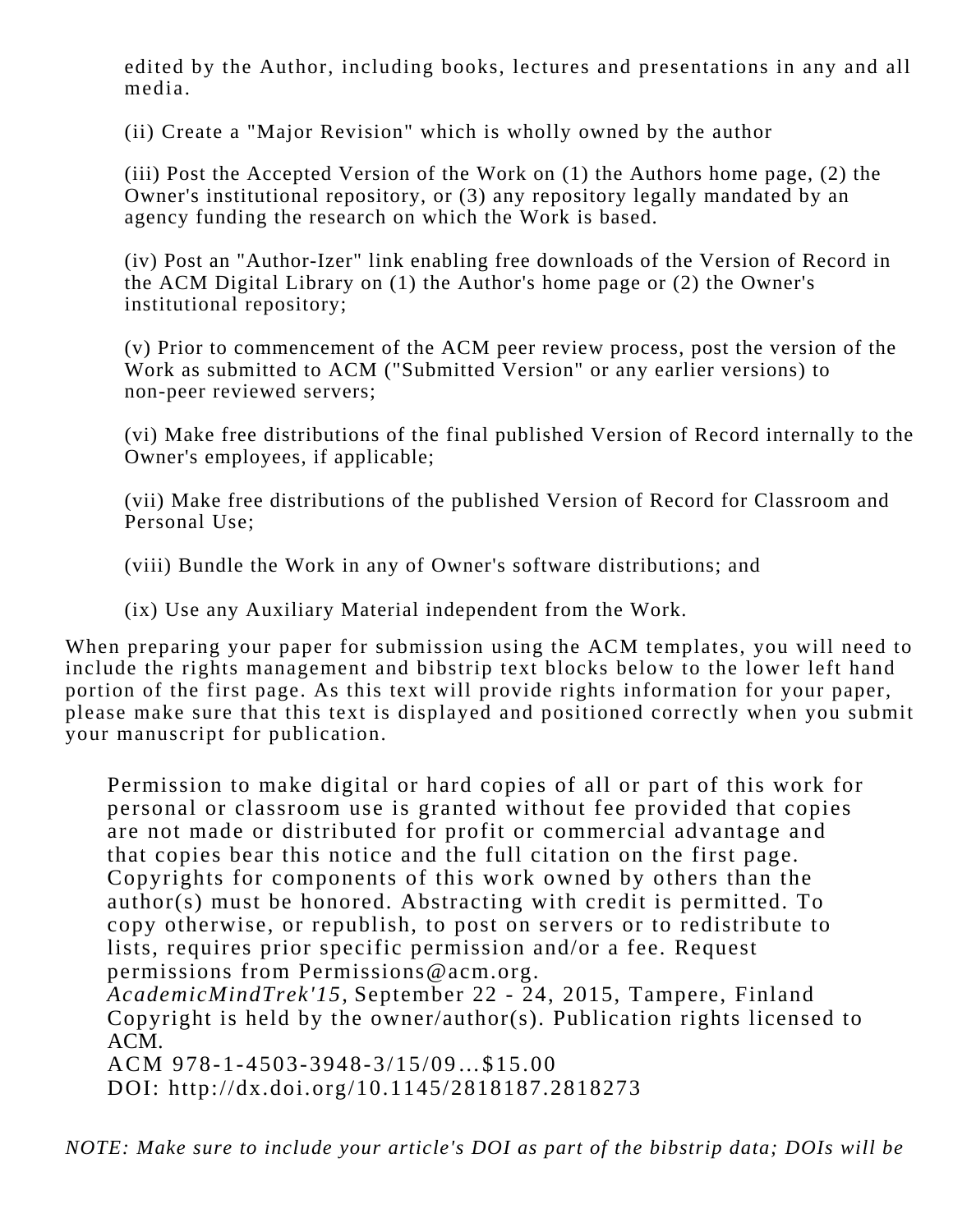edited by the Author, including books, lectures and presentations in any and all media.

(ii) Create a "Major Revision" which is wholly owned by the author

(iii) Post the Accepted Version of the Work on (1) the Authors home page, (2) the Owner's institutional repository, or (3) any repository legally mandated by an agency funding the research on which the Work is based.

(iv) Post an "Author-Izer" link enabling free downloads of the Version of Record in the ACM Digital Library on (1) the Author's home page or (2) the Owner's institutional repository;

(v) Prior to commencement of the ACM peer review process, post the version of the Work as submitted to ACM ("Submitted Version" or any earlier versions) to non-peer reviewed servers;

(vi) Make free distributions of the final published Version of Record internally to the Owner's employees, if applicable;

(vii) Make free distributions of the published Version of Record for Classroom and Personal Use;

(viii) Bundle the Work in any of Owner's software distributions; and

(ix) Use any Auxiliary Material independent from the Work.

When preparing your paper for submission using the ACM templates, you will need to include the rights management and bibstrip text blocks below to the lower left hand portion of the first page. As this text will provide rights information for your paper, please make sure that this text is displayed and positioned correctly when you submit your manuscript for publication.

> Permission to make digital or hard copies of all or part of this work for personal or classroom use is granted without fee provided that copies are not made or distributed for profit or commercial advantage and that copies bear this notice and the full citation on the first page. Copyrights for components of this work owned by others than the author(s) must be honored. Abstracting with credit is permitted. To copy otherwise, or republish, to post on servers or to redistribute to lists, requires prior specific permission and/or a fee. Request permissions from Permissions@acm.org.
> *AcademicMindTrek'15*, September 22 - 24, 2015, Tampere, Finland
> Copyright is held by the owner/author(s). Publication rights licensed to ACM.
> ACM 978-1-4503-3948-3/15/09…$15.00
> DOI: http://dx.doi.org/10.1145/2818187.2818273

*NOTE: Make sure to include your article's DOI as part of the bibstrip data; DOIs will be*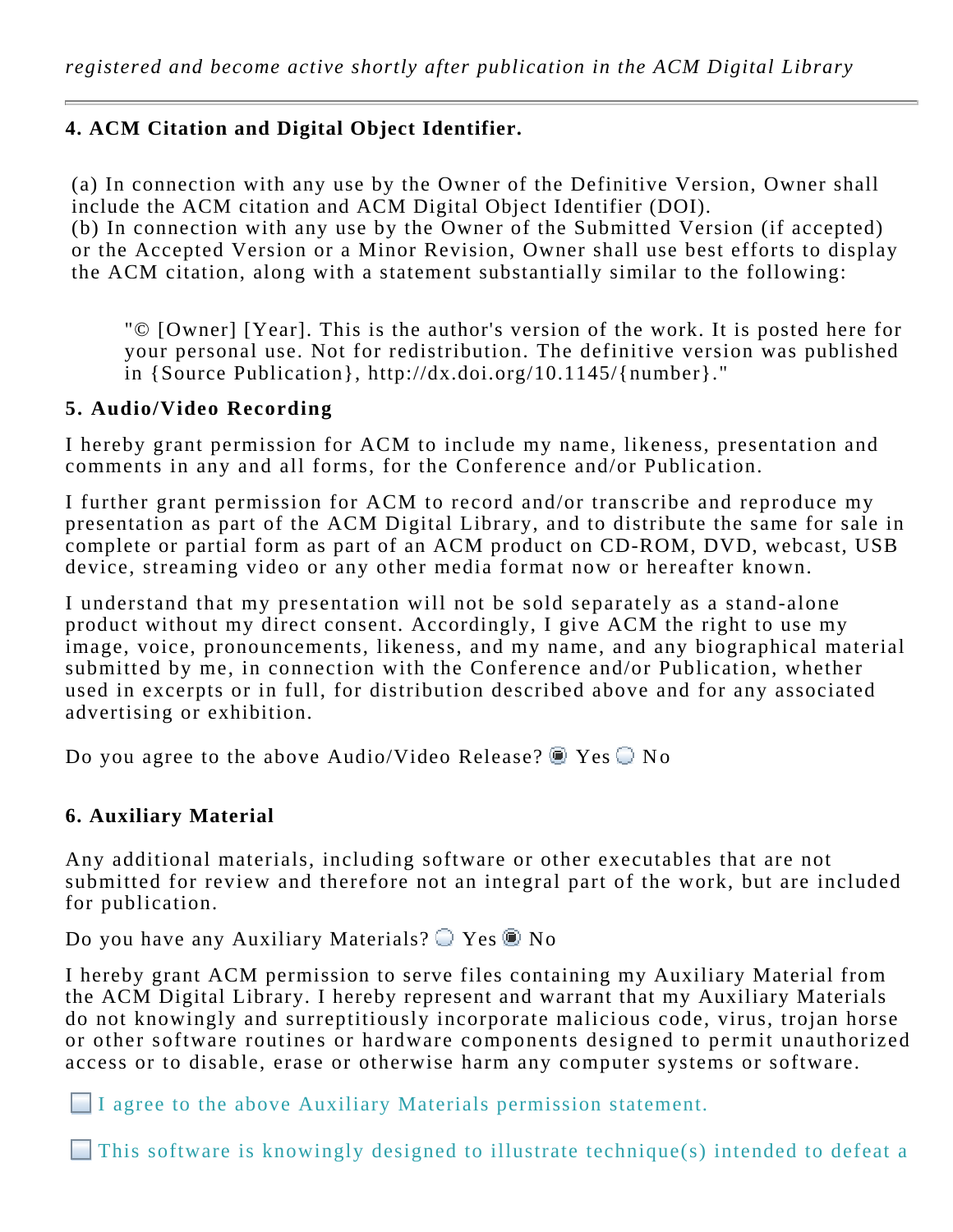*registered and become active shortly after publication in the ACM Digital Library*

---

**4. ACM Citation and Digital Object Identifier.**

(a) In connection with any use by the Owner of the Definitive Version, Owner shall include the ACM citation and ACM Digital Object Identifier (DOI).
(b) In connection with any use by the Owner of the Submitted Version (if accepted) or the Accepted Version or a Minor Revision, Owner shall use best efforts to display the ACM citation, along with a statement substantially similar to the following:

> "© [Owner] [Year]. This is the author's version of the work. It is posted here for your personal use. Not for redistribution. The definitive version was published in {Source Publication}, http://dx.doi.org/10.1145/{number}."

**5. Audio/Video Recording**

I hereby grant permission for ACM to include my name, likeness, presentation and comments in any and all forms, for the Conference and/or Publication.

I further grant permission for ACM to record and/or transcribe and reproduce my presentation as part of the ACM Digital Library, and to distribute the same for sale in complete or partial form as part of an ACM product on CD-ROM, DVD, webcast, USB device, streaming video or any other media format now or hereafter known.

I understand that my presentation will not be sold separately as a stand-alone product without my direct consent. Accordingly, I give ACM the right to use my image, voice, pronouncements, likeness, and my name, and any biographical material submitted by me, in connection with the Conference and/or Publication, whether used in excerpts or in full, for distribution described above and for any associated advertising or exhibition.

Do you agree to the above Audio/Video Release? ◉ Yes ○ No

**6. Auxiliary Material**

Any additional materials, including software or other executables that are not submitted for review and therefore not an integral part of the work, but are included for publication.

Do you have any Auxiliary Materials? ○ Yes ◉ No

I hereby grant ACM permission to serve files containing my Auxiliary Material from the ACM Digital Library. I hereby represent and warrant that my Auxiliary Materials do not knowingly and surreptitiously incorporate malicious code, virus, trojan horse or other software routines or hardware components designed to permit unauthorized access or to disable, erase or otherwise harm any computer systems or software.

☐ I agree to the above Auxiliary Materials permission statement.

☐ This software is knowingly designed to illustrate technique(s) intended to defeat a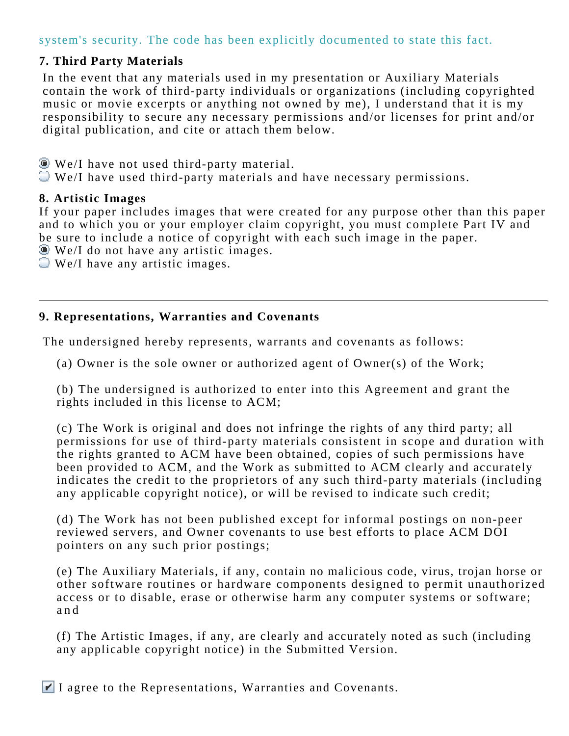system's security. The code has been explicitly documented to state this fact.

### 7. Third Party Materials

In the event that any materials used in my presentation or Auxiliary Materials contain the work of third-party individuals or organizations (including copyrighted music or movie excerpts or anything not owned by me), I understand that it is my responsibility to secure any necessary permissions and/or licenses for print and/or digital publication, and cite or attach them below.

- (●) We/I have not used third-party material.
- ( ) We/I have used third-party materials and have necessary permissions.

### 8. Artistic Images

If your paper includes images that were created for any purpose other than this paper and to which you or your employer claim copyright, you must complete Part IV and be sure to include a notice of copyright with each such image in the paper.

- (●) We/I do not have any artistic images.
- ( ) We/I have any artistic images.

---

### 9. Representations, Warranties and Covenants

The undersigned hereby represents, warrants and covenants as follows:

(a) Owner is the sole owner or authorized agent of Owner(s) of the Work;

(b) The undersigned is authorized to enter into this Agreement and grant the rights included in this license to ACM;

(c) The Work is original and does not infringe the rights of any third party; all permissions for use of third-party materials consistent in scope and duration with the rights granted to ACM have been obtained, copies of such permissions have been provided to ACM, and the Work as submitted to ACM clearly and accurately indicates the credit to the proprietors of any such third-party materials (including any applicable copyright notice), or will be revised to indicate such credit;

(d) The Work has not been published except for informal postings on non-peer reviewed servers, and Owner covenants to use best efforts to place ACM DOI pointers on any such prior postings;

(e) The Auxiliary Materials, if any, contain no malicious code, virus, trojan horse or other software routines or hardware components designed to permit unauthorized access or to disable, erase or otherwise harm any computer systems or software; and

(f) The Artistic Images, if any, are clearly and accurately noted as such (including any applicable copyright notice) in the Submitted Version.

- [x] I agree to the Representations, Warranties and Covenants.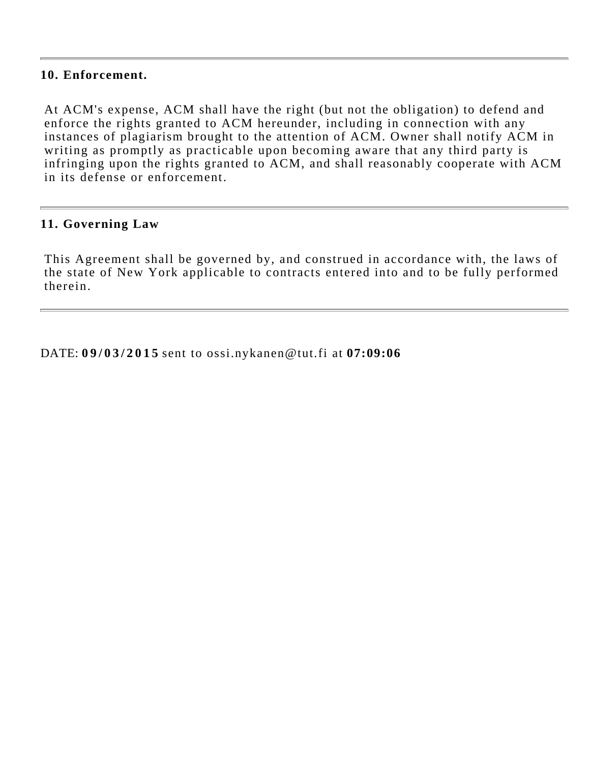---

**10. Enforcement.**

At ACM's expense, ACM shall have the right (but not the obligation) to defend and enforce the rights granted to ACM hereunder, including in connection with any instances of plagiarism brought to the attention of ACM. Owner shall notify ACM in writing as promptly as practicable upon becoming aware that any third party is infringing upon the rights granted to ACM, and shall reasonably cooperate with ACM in its defense or enforcement.

---

**11. Governing Law**

This Agreement shall be governed by, and construed in accordance with, the laws of the state of New York applicable to contracts entered into and to be fully performed therein.

---

DATE: **09/03/2015** sent to ossi.nykanen@tut.fi at **07:09:06**